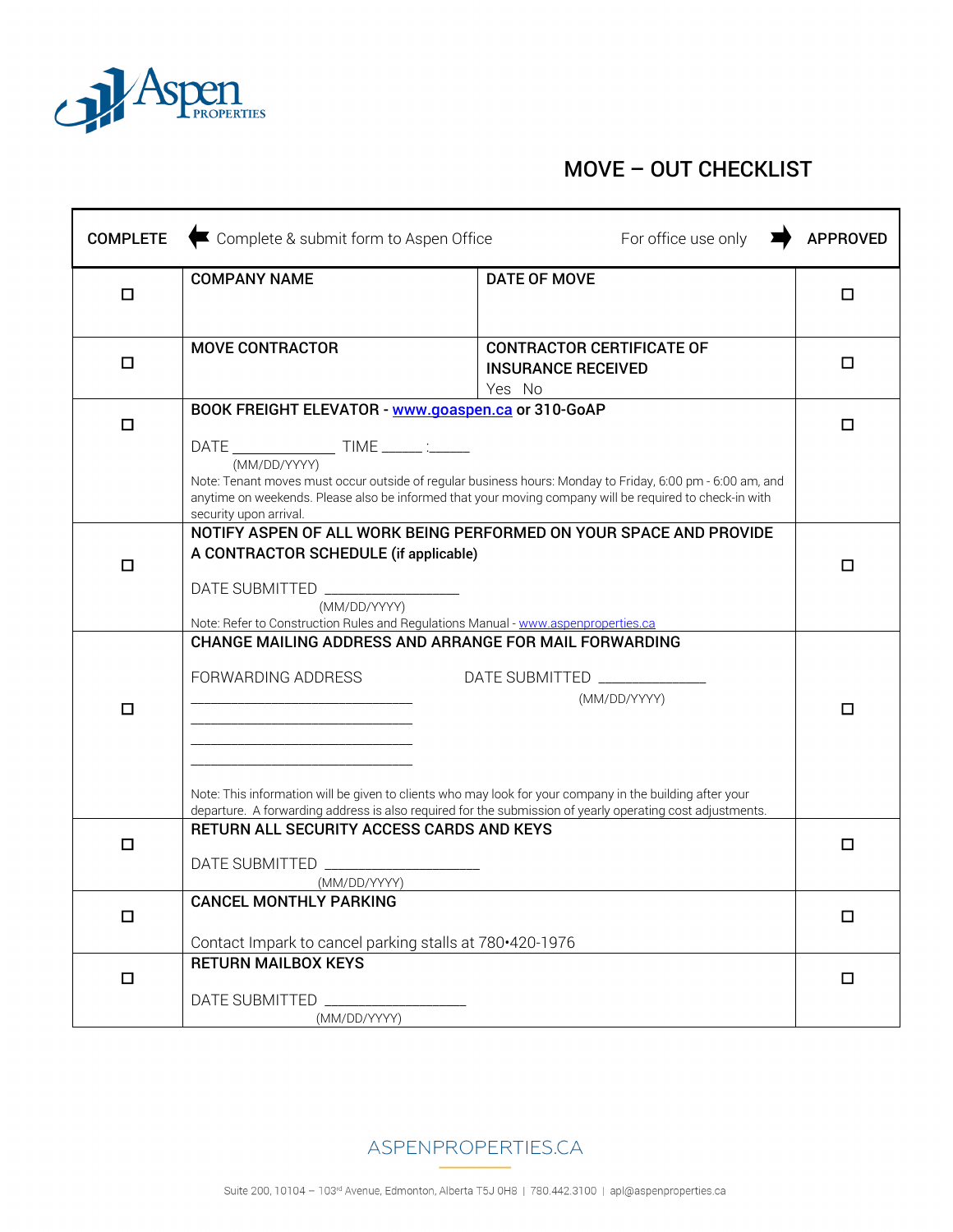Aspen PROPERTIES

# MOVE – OUT CHECKLIST

| COMPLETE | ← Complete & submit form to Aspen Office | For office use only → | APPROVED |
|---|---|---|---|
| ☐ | **COMPANY NAME** | **DATE OF MOVE** | ☐ |
| ☐ | **MOVE CONTRACTOR** | **CONTRACTOR CERTIFICATE OF INSURANCE RECEIVED**<br>Yes No | ☐ |
| ☐ | **BOOK FREIGHT ELEVATOR - www.goaspen.ca or 310-GoAP**<br><br>DATE ____________ TIME _____ :_____<br>(MM/DD/YYYY)<br>Note: Tenant moves must occur outside of regular business hours: Monday to Friday, 6:00 pm - 6:00 am, and anytime on weekends. Please also be informed that your moving company will be required to check-in with security upon arrival. | | ☐ |
| ☐ | **NOTIFY ASPEN OF ALL WORK BEING PERFORMED ON YOUR SPACE AND PROVIDE A CONTRACTOR SCHEDULE (if applicable)**<br><br>DATE SUBMITTED _________________<br>(MM/DD/YYYY)<br>Note: Refer to Construction Rules and Regulations Manual - www.aspenproperties.ca | | ☐ |
| ☐ | **CHANGE MAILING ADDRESS AND ARRANGE FOR MAIL FORWARDING**<br><br>FORWARDING ADDRESS<br>______________________________<br>______________________________<br>______________________________<br>______________________________<br><br>DATE SUBMITTED ______________<br>(MM/DD/YYYY)<br><br>Note: This information will be given to clients who may look for your company in the building after your departure. A forwarding address is also required for the submission of yearly operating cost adjustments. | | ☐ |
| ☐ | **RETURN ALL SECURITY ACCESS CARDS AND KEYS**<br><br>DATE SUBMITTED ____________________<br>(MM/DD/YYYY) | | ☐ |
| ☐ | **CANCEL MONTHLY PARKING**<br><br>Contact Impark to cancel parking stalls at 780•420-1976 | | ☐ |
| ☐ | **RETURN MAILBOX KEYS**<br><br>DATE SUBMITTED ___________________<br>(MM/DD/YYYY) | | ☐ |

ASPENPROPERTIES.CA

Suite 200, 10104 – 103rd Avenue, Edmonton, Alberta T5J 0H8 | 780.442.3100 | apl@aspenproperties.ca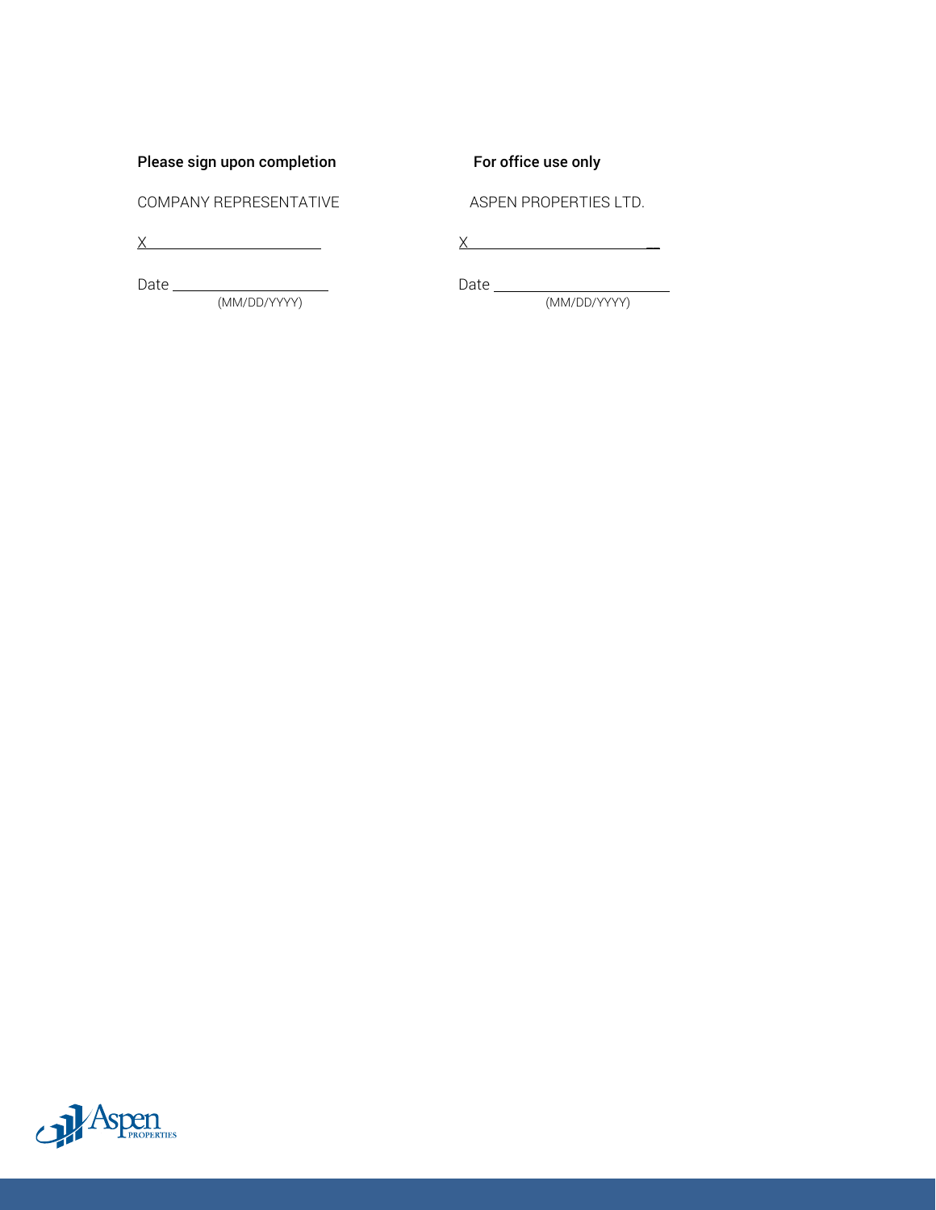**Please sign upon completion**

COMPANY REPRESENTATIVE

X \_\_\_\_\_\_\_\_\_\_\_\_\_\_\_\_\_\_\_\_\_\_\_\_

Date \_\_\_\_\_\_\_\_\_\_\_\_\_\_\_\_\_\_\_\_\_\_\_\_
(MM/DD/YYYY)

**For office use only**

ASPEN PROPERTIES LTD.

X \_\_\_\_\_\_\_\_\_\_\_\_\_\_\_\_\_\_\_\_\_\_\_\_

Date \_\_\_\_\_\_\_\_\_\_\_\_\_\_\_\_\_\_\_\_\_\_\_\_
(MM/DD/YYYY)

Aspen PROPERTIES